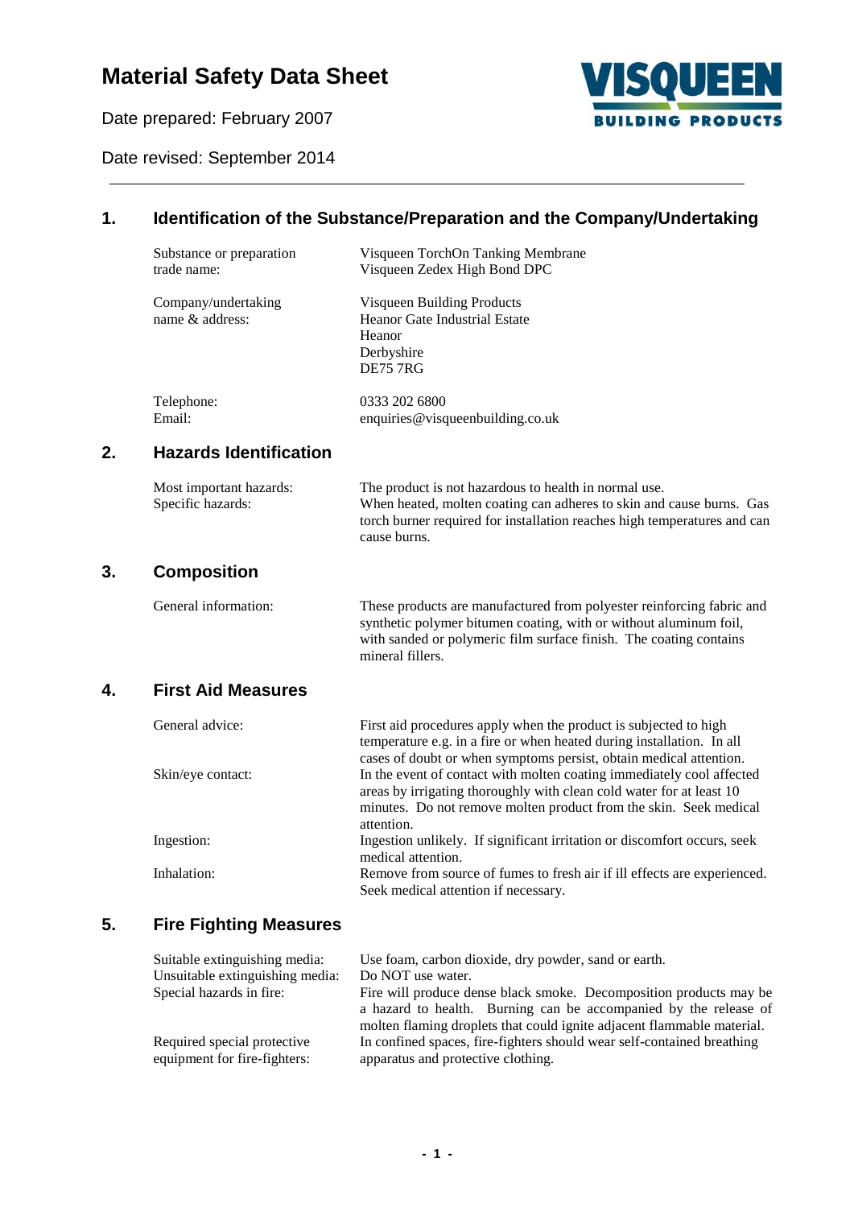# Material Safety Data Sheet

Date prepared: February 2007

Date revised: September 2014

## 1. Identification of the Substance/Preparation and the Company/Undertaking

| | |
|---|---|
| Substance or preparation trade name: | Visqueen TorchOn Tanking Membrane<br>Visqueen Zedex High Bond DPC |
| Company/undertaking name & address: | Visqueen Building Products<br>Heanor Gate Industrial Estate<br>Heanor<br>Derbyshire<br>DE75 7RG |
| Telephone:<br>Email: | 0333 202 6800<br>enquiries@visqueenbuilding.co.uk |

## 2. Hazards Identification

| | |
|---|---|
| Most important hazards: | The product is not hazardous to health in normal use. |
| Specific hazards: | When heated, molten coating can adheres to skin and cause burns. Gas torch burner required for installation reaches high temperatures and can cause burns. |

## 3. Composition

| | |
|---|---|
| General information: | These products are manufactured from polyester reinforcing fabric and synthetic polymer bitumen coating, with or without aluminum foil, with sanded or polymeric film surface finish. The coating contains mineral fillers. |

## 4. First Aid Measures

| | |
|---|---|
| General advice: | First aid procedures apply when the product is subjected to high temperature e.g. in a fire or when heated during installation. In all cases of doubt or when symptoms persist, obtain medical attention. |
| Skin/eye contact: | In the event of contact with molten coating immediately cool affected areas by irrigating thoroughly with clean cold water for at least 10 minutes. Do not remove molten product from the skin. Seek medical attention. |
| Ingestion: | Ingestion unlikely. If significant irritation or discomfort occurs, seek medical attention. |
| Inhalation: | Remove from source of fumes to fresh air if ill effects are experienced. Seek medical attention if necessary. |

## 5. Fire Fighting Measures

| | |
|---|---|
| Suitable extinguishing media: | Use foam, carbon dioxide, dry powder, sand or earth. |
| Unsuitable extinguishing media: | Do NOT use water. |
| Special hazards in fire: | Fire will produce dense black smoke. Decomposition products may be a hazard to health. Burning can be accompanied by the release of molten flaming droplets that could ignite adjacent flammable material. |
| Required special protective equipment for fire-fighters: | In confined spaces, fire-fighters should wear self-contained breathing apparatus and protective clothing. |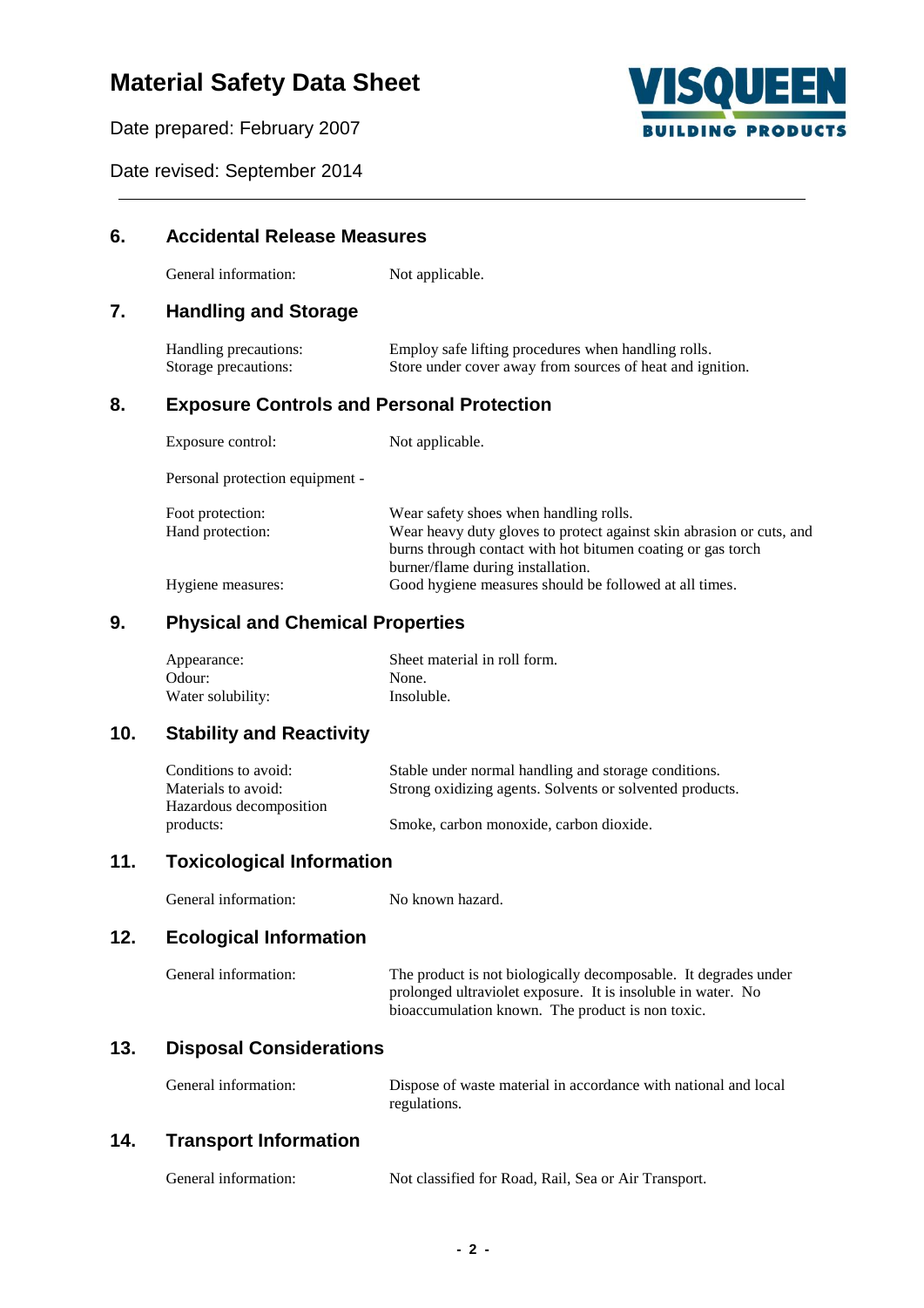# Material Safety Data Sheet

Date prepared: February 2007

Date revised: September 2014

## 6. Accidental Release Measures

| | |
|---|---|
| General information: | Not applicable. |

## 7. Handling and Storage

| | |
|---|---|
| Handling precautions: | Employ safe lifting procedures when handling rolls. |
| Storage precautions: | Store under cover away from sources of heat and ignition. |

## 8. Exposure Controls and Personal Protection

| | |
|---|---|
| Exposure control: | Not applicable. |

Personal protection equipment -

| | |
|---|---|
| Foot protection: | Wear safety shoes when handling rolls. |
| Hand protection: | Wear heavy duty gloves to protect against skin abrasion or cuts, and burns through contact with hot bitumen coating or gas torch burner/flame during installation. |
| Hygiene measures: | Good hygiene measures should be followed at all times. |

## 9. Physical and Chemical Properties

| | |
|---|---|
| Appearance: | Sheet material in roll form. |
| Odour: | None. |
| Water solubility: | Insoluble. |

## 10. Stability and Reactivity

| | |
|---|---|
| Conditions to avoid: | Stable under normal handling and storage conditions. |
| Materials to avoid: | Strong oxidizing agents. Solvents or solvented products. |
| Hazardous decomposition products: | Smoke, carbon monoxide, carbon dioxide. |

## 11. Toxicological Information

| | |
|---|---|
| General information: | No known hazard. |

## 12. Ecological Information

| | |
|---|---|
| General information: | The product is not biologically decomposable. It degrades under prolonged ultraviolet exposure. It is insoluble in water. No bioaccumulation known. The product is non toxic. |

## 13. Disposal Considerations

| | |
|---|---|
| General information: | Dispose of waste material in accordance with national and local regulations. |

## 14. Transport Information

| | |
|---|---|
| General information: | Not classified for Road, Rail, Sea or Air Transport. |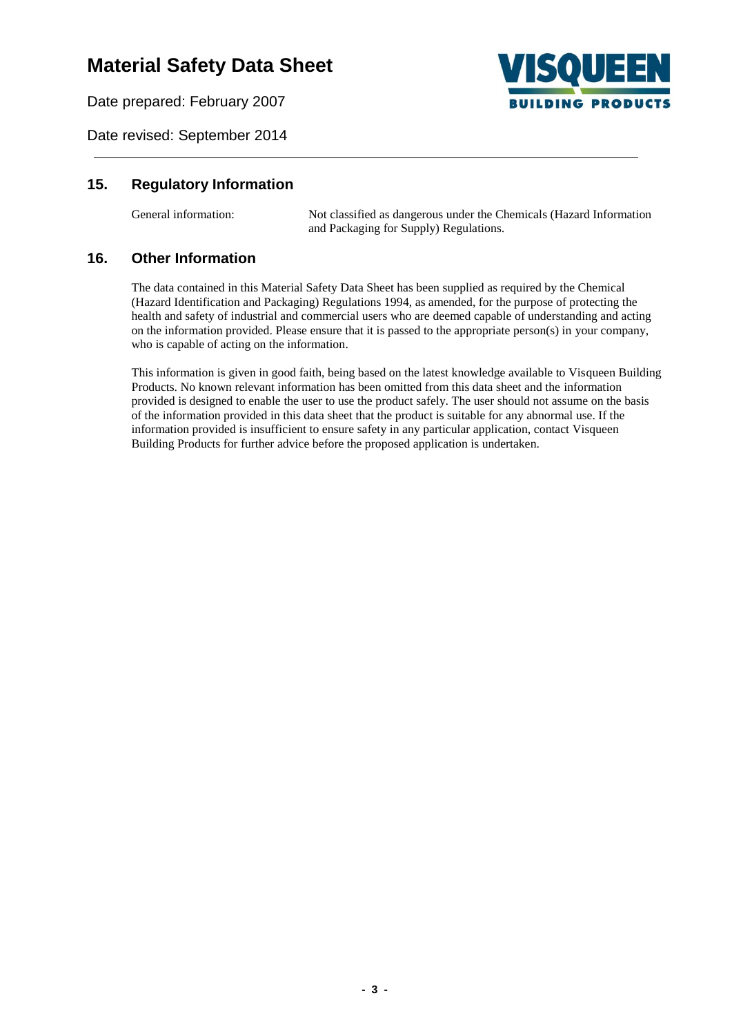## 15. Regulatory Information

| | |
|---|---|
| General information: | Not classified as dangerous under the Chemicals (Hazard Information and Packaging for Supply) Regulations. |

## 16. Other Information

The data contained in this Material Safety Data Sheet has been supplied as required by the Chemical (Hazard Identification and Packaging) Regulations 1994, as amended, for the purpose of protecting the health and safety of industrial and commercial users who are deemed capable of understanding and acting on the information provided. Please ensure that it is passed to the appropriate person(s) in your company, who is capable of acting on the information.

This information is given in good faith, being based on the latest knowledge available to Visqueen Building Products. No known relevant information has been omitted from this data sheet and the information provided is designed to enable the user to use the product safely. The user should not assume on the basis of the information provided in this data sheet that the product is suitable for any abnormal use. If the information provided is insufficient to ensure safety in any particular application, contact Visqueen Building Products for further advice before the proposed application is undertaken.